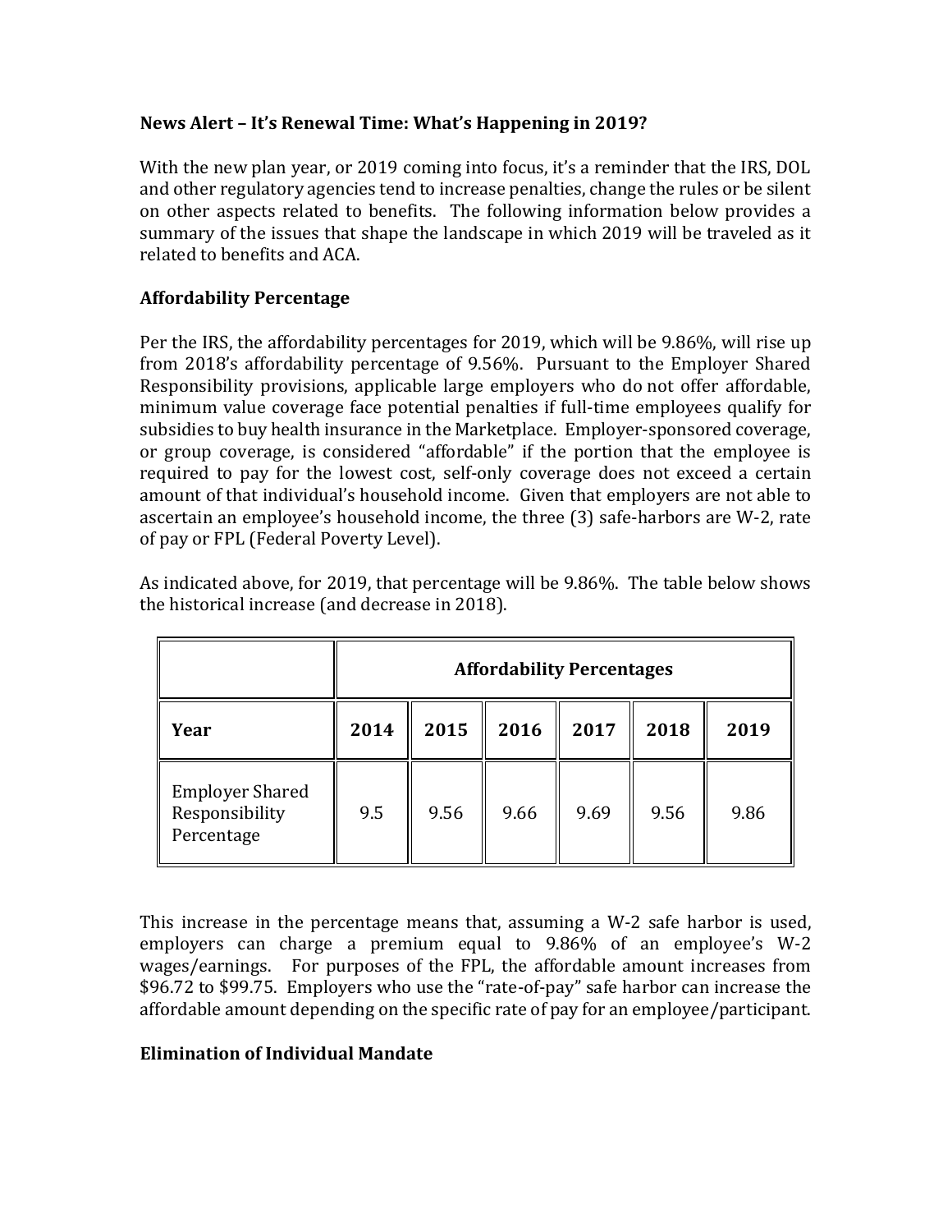## News Alert – It's Renewal Time: What's Happening in 2019?

With the new plan year, or 2019 coming into focus, it's a reminder that the IRS, DOL and other regulatory agencies tend to increase penalties, change the rules or be silent on other aspects related to benefits. The following information below provides a summary of the issues that shape the landscape in which 2019 will be traveled as it related to benefits and ACA.

### Affordability Percentage

Per the IRS, the affordability percentages for 2019, which will be 9.86%, will rise up from 2018's affordability percentage of 9.56%. Pursuant to the Employer Shared Responsibility provisions, applicable large employers who do not offer affordable, minimum value coverage face potential penalties if full-time employees qualify for subsidies to buy health insurance in the Marketplace. Employer-sponsored coverage, or group coverage, is considered "affordable" if the portion that the employee is required to pay for the lowest cost, self-only coverage does not exceed a certain amount of that individual's household income. Given that employers are not able to ascertain an employee's household income, the three (3) safe-harbors are W-2, rate of pay or FPL (Federal Poverty Level).

As indicated above, for 2019, that percentage will be 9.86%. The table below shows the historical increase (and decrease in 2018).

| | **Affordability Percentages** | | | | | |
|---|---|---|---|---|---|---|
| **Year** | **2014** | **2015** | **2016** | **2017** | **2018** | **2019** |
| Employer Shared Responsibility Percentage | 9.5 | 9.56 | 9.66 | 9.69 | 9.56 | 9.86 |

This increase in the percentage means that, assuming a W-2 safe harbor is used, employers can charge a premium equal to 9.86% of an employee's W-2 wages/earnings. For purposes of the FPL, the affordable amount increases from $96.72 to $99.75. Employers who use the "rate-of-pay" safe harbor can increase the affordable amount depending on the specific rate of pay for an employee/participant.

### Elimination of Individual Mandate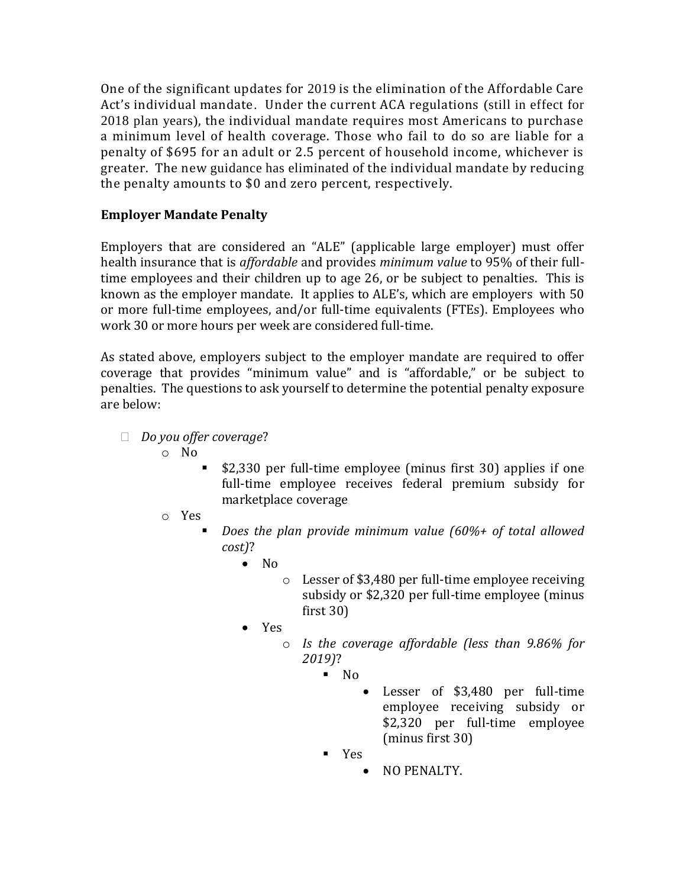One of the significant updates for 2019 is the elimination of the Affordable Care Act's individual mandate. Under the current ACA regulations (still in effect for 2018 plan years), the individual mandate requires most Americans to purchase a minimum level of health coverage. Those who fail to do so are liable for a penalty of $695 for an adult or 2.5 percent of household income, whichever is greater. The new guidance has eliminated of the individual mandate by reducing the penalty amounts to $0 and zero percent, respectively.

**Employer Mandate Penalty**

Employers that are considered an "ALE" (applicable large employer) must offer health insurance that is *affordable* and provides *minimum value* to 95% of their full-time employees and their children up to age 26, or be subject to penalties. This is known as the employer mandate. It applies to ALE's, which are employers with 50 or more full-time employees, and/or full-time equivalents (FTEs). Employees who work 30 or more hours per week are considered full-time.

As stated above, employers subject to the employer mandate are required to offer coverage that provides "minimum value" and is "affordable," or be subject to penalties. The questions to ask yourself to determine the potential penalty exposure are below:

- *Do you offer coverage*?
  - No
    - $2,330 per full-time employee (minus first 30) applies if one full-time employee receives federal premium subsidy for marketplace coverage
  - Yes
    - *Does the plan provide minimum value (60%+ of total allowed cost)*?
      - No
        - Lesser of $3,480 per full-time employee receiving subsidy or $2,320 per full-time employee (minus first 30)
      - Yes
        - *Is the coverage affordable (less than 9.86% for 2019)*?
          - No
            - Lesser of $3,480 per full-time employee receiving subsidy or $2,320 per full-time employee (minus first 30)
          - Yes
            - NO PENALTY.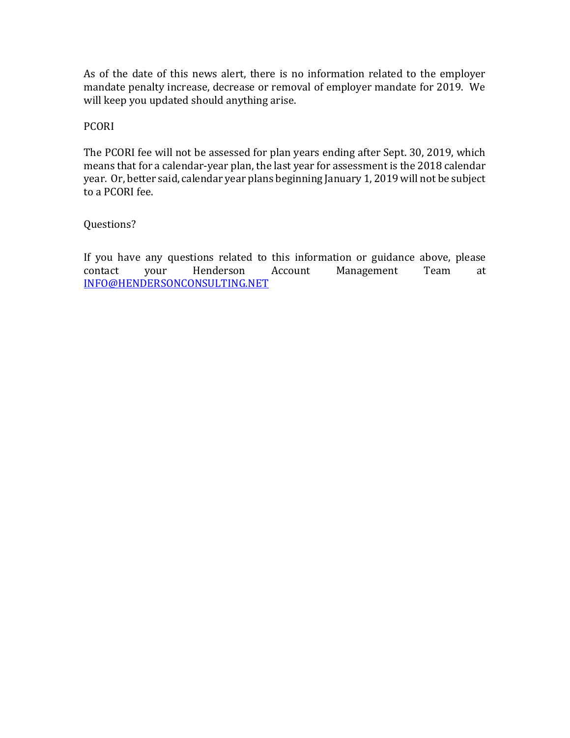As of the date of this news alert, there is no information related to the employer mandate penalty increase, decrease or removal of employer mandate for 2019. We will keep you updated should anything arise.

PCORI

The PCORI fee will not be assessed for plan years ending after Sept. 30, 2019, which means that for a calendar-year plan, the last year for assessment is the 2018 calendar year. Or, better said, calendar year plans beginning January 1, 2019 will not be subject to a PCORI fee.

Questions?

If you have any questions related to this information or guidance above, please contact your Henderson Account Management Team at [INFO@HENDERSONCONSULTING.NET](mailto:INFO@HENDERSONCONSULTING.NET)